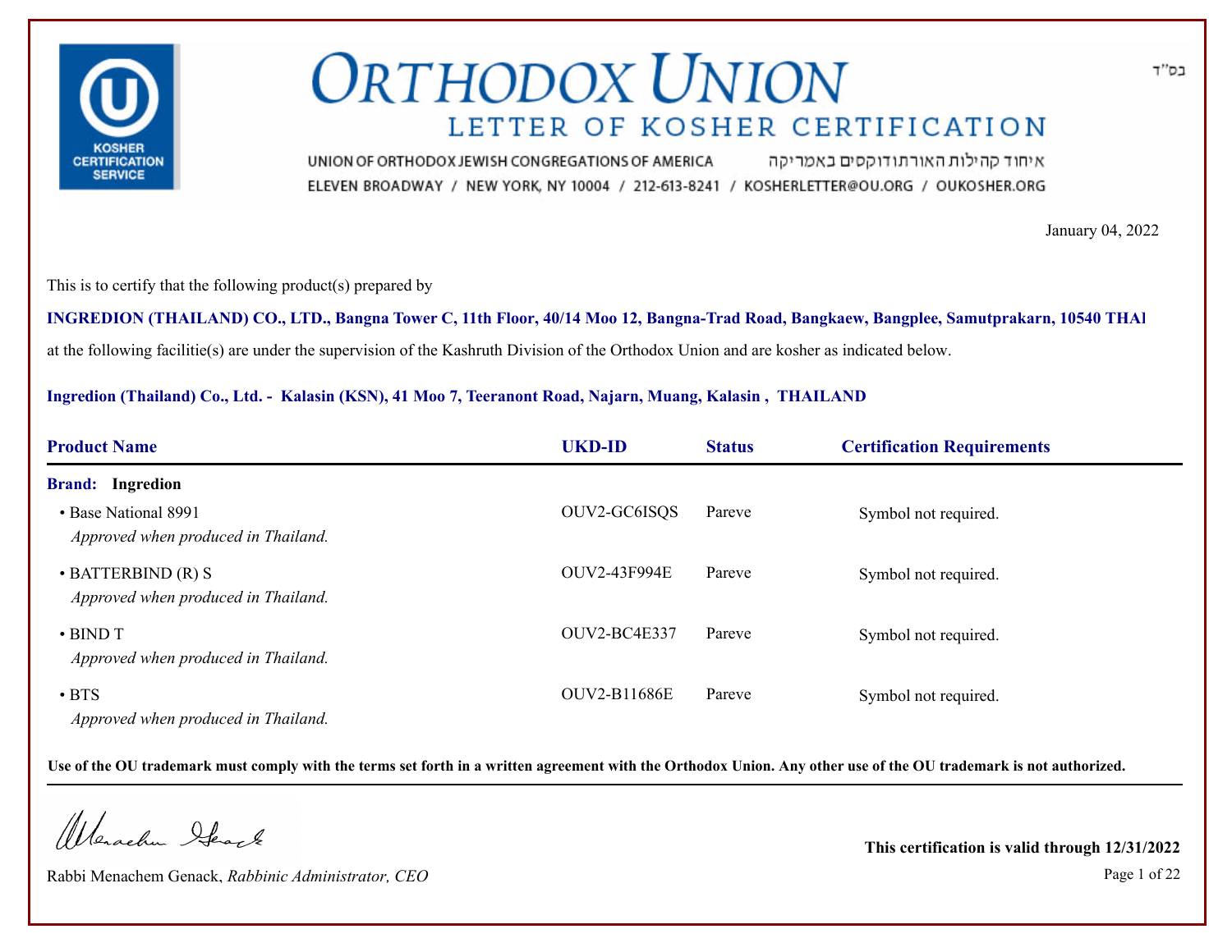בס"ד

# Orthodox Union

## Letter of Kosher Certification

UNION OF ORTHODOX JEWISH CONGREGATIONS OF AMERICA איחוד קהילות האורתודוקסים באמריקה

ELEVEN BROADWAY / NEW YORK, NY 10004 / 212-613-8241 / KOSHERLETTER@OU.ORG / OUKOSHER.ORG

KOSHER CERTIFICATION SERVICE

January 04, 2022

This is to certify that the following product(s) prepared by

**INGREDION (THAILAND) CO., LTD., Bangna Tower C, 11th Floor, 40/14 Moo 12, Bangna-Trad Road, Bangkaew, Bangplee, Samutprakarn, 10540 THAI**

at the following facilitie(s) are under the supervision of the Kashruth Division of the Orthodox Union and are kosher as indicated below.

**Ingredion (Thailand) Co., Ltd. - Kalasin (KSN), 41 Moo 7, Teeranont Road, Najarn, Muang, Kalasin , THAILAND**

| Product Name | UKD-ID | Status | Certification Requirements |
|---|---|---|---|
| **Brand: Ingredion** | | | |
| • Base National 8991 *Approved when produced in Thailand.* | OUV2-GC6ISQS | Pareve | Symbol not required. |
| • BATTERBIND (R) S *Approved when produced in Thailand.* | OUV2-43F994E | Pareve | Symbol not required. |
| • BIND T *Approved when produced in Thailand.* | OUV2-BC4E337 | Pareve | Symbol not required. |
| • BTS *Approved when produced in Thailand.* | OUV2-B11686E | Pareve | Symbol not required. |

**Use of the OU trademark must comply with the terms set forth in a written agreement with the Orthodox Union. Any other use of the OU trademark is not authorized.**

Rabbi Menachem Genack, *Rabbinic Administrator, CEO*

**This certification is valid through 12/31/2022**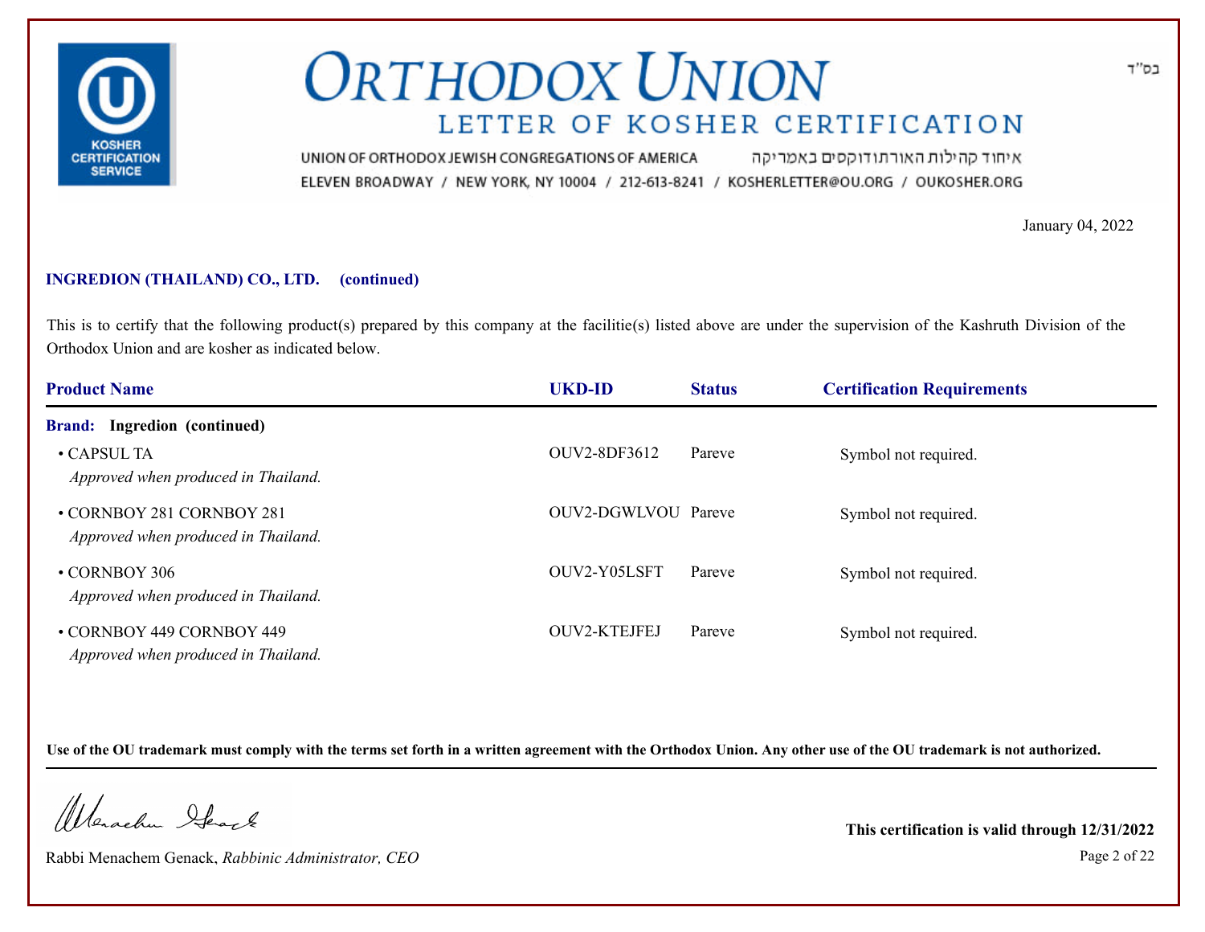# ORTHODOX UNION

## LETTER OF KOSHER CERTIFICATION

בס"ד

UNION OF ORTHODOX JEWISH CONGREGATIONS OF AMERICA איחוד קהילות האורתודוקסים באמריקה

ELEVEN BROADWAY / NEW YORK, NY 10004 / 212-613-8241 / KOSHERLETTER@OU.ORG / OUKOSHER.ORG

January 04, 2022

**INGREDION (THAILAND) CO., LTD. (continued)**

This is to certify that the following product(s) prepared by this company at the facilitie(s) listed above are under the supervision of the Kashruth Division of the Orthodox Union and are kosher as indicated below.

| Product Name | UKD-ID | Status | Certification Requirements |
|---|---|---|---|
| **Brand: Ingredion (continued)** | | | |
| • CAPSUL TA<br>*Approved when produced in Thailand.* | OUV2-8DF3612 | Pareve | Symbol not required. |
| • CORNBOY 281 CORNBOY 281<br>*Approved when produced in Thailand.* | OUV2-DGWLVOU | Pareve | Symbol not required. |
| • CORNBOY 306<br>*Approved when produced in Thailand.* | OUV2-Y05LSFT | Pareve | Symbol not required. |
| • CORNBOY 449 CORNBOY 449<br>*Approved when produced in Thailand.* | OUV2-KTEJFEJ | Pareve | Symbol not required. |

**Use of the OU trademark must comply with the terms set forth in a written agreement with the Orthodox Union. Any other use of the OU trademark is not authorized.**

Rabbi Menachem Genack, *Rabbinic Administrator, CEO*

**This certification is valid through 12/31/2022**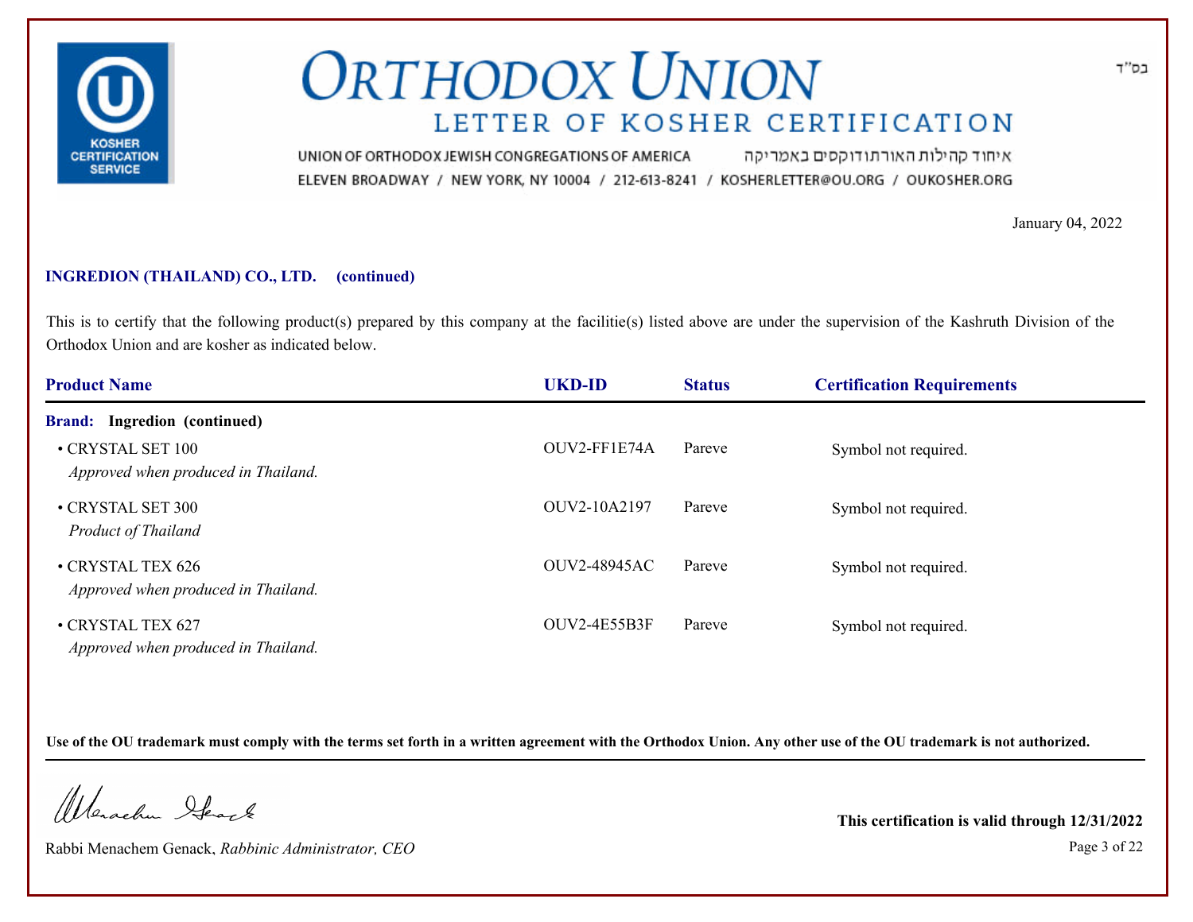# ORTHODOX UNION

## LETTER OF KOSHER CERTIFICATION

בס"ד

UNION OF ORTHODOX JEWISH CONGREGATIONS OF AMERICA איחוד קהילות האורתודוקסים באמריקה

ELEVEN BROADWAY / NEW YORK, NY 10004 / 212-613-8241 / KOSHERLETTER@OU.ORG / OUKOSHER.ORG

January 04, 2022

**INGREDION (THAILAND) CO., LTD. (continued)**

This is to certify that the following product(s) prepared by this company at the facilitie(s) listed above are under the supervision of the Kashruth Division of the Orthodox Union and are kosher as indicated below.

| Product Name | UKD-ID | Status | Certification Requirements |
|---|---|---|---|
| **Brand: Ingredion (continued)** | | | |
| • CRYSTAL SET 100<br>*Approved when produced in Thailand.* | OUV2-FF1E74A | Pareve | Symbol not required. |
| • CRYSTAL SET 300<br>*Product of Thailand* | OUV2-10A2197 | Pareve | Symbol not required. |
| • CRYSTAL TEX 626<br>*Approved when produced in Thailand.* | OUV2-48945AC | Pareve | Symbol not required. |
| • CRYSTAL TEX 627<br>*Approved when produced in Thailand.* | OUV2-4E55B3F | Pareve | Symbol not required. |

**Use of the OU trademark must comply with the terms set forth in a written agreement with the Orthodox Union. Any other use of the OU trademark is not authorized.**

Rabbi Menachem Genack, *Rabbinic Administrator, CEO*

**This certification is valid through 12/31/2022**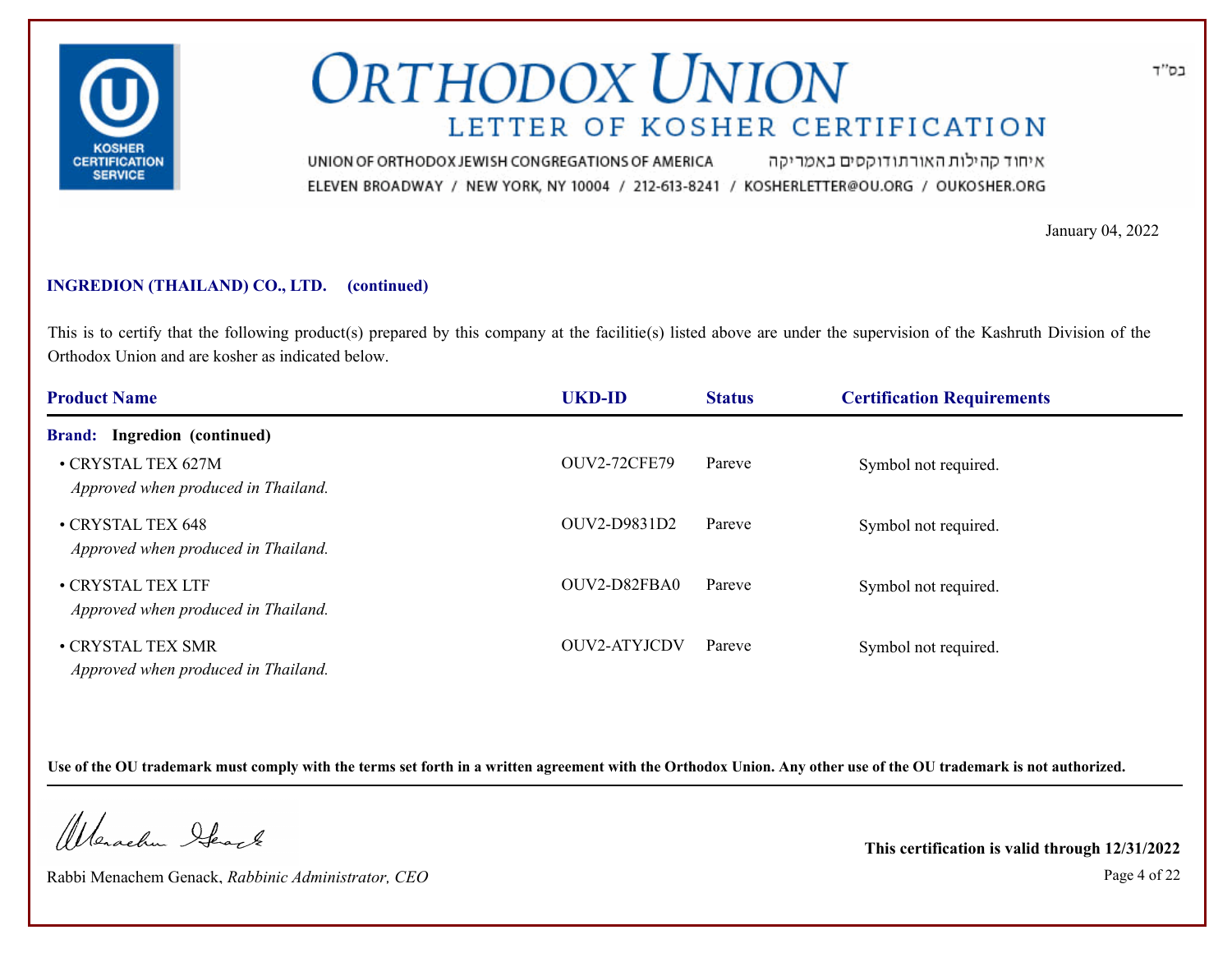# ORTHODOX UNION
## LETTER OF KOSHER CERTIFICATION

בס"ד

UNION OF ORTHODOX JEWISH CONGREGATIONS OF AMERICA איחוד קהילות האורתודוקסים באמריקה
ELEVEN BROADWAY / NEW YORK, NY 10004 / 212-613-8241 / KOSHERLETTER@OU.ORG / OUKOSHER.ORG

January 04, 2022

**INGREDION (THAILAND) CO., LTD. (continued)**

This is to certify that the following product(s) prepared by this company at the facilitie(s) listed above are under the supervision of the Kashruth Division of the Orthodox Union and are kosher as indicated below.

| Product Name | UKD-ID | Status | Certification Requirements |
|---|---|---|---|
| **Brand: Ingredion (continued)** | | | |
| • CRYSTAL TEX 627M *Approved when produced in Thailand.* | OUV2-72CFE79 | Pareve | Symbol not required. |
| • CRYSTAL TEX 648 *Approved when produced in Thailand.* | OUV2-D9831D2 | Pareve | Symbol not required. |
| • CRYSTAL TEX LTF *Approved when produced in Thailand.* | OUV2-D82FBA0 | Pareve | Symbol not required. |
| • CRYSTAL TEX SMR *Approved when produced in Thailand.* | OUV2-ATYJCDV | Pareve | Symbol not required. |

**Use of the OU trademark must comply with the terms set forth in a written agreement with the Orthodox Union. Any other use of the OU trademark is not authorized.**

Rabbi Menachem Genack, *Rabbinic Administrator, CEO*

**This certification is valid through 12/31/2022**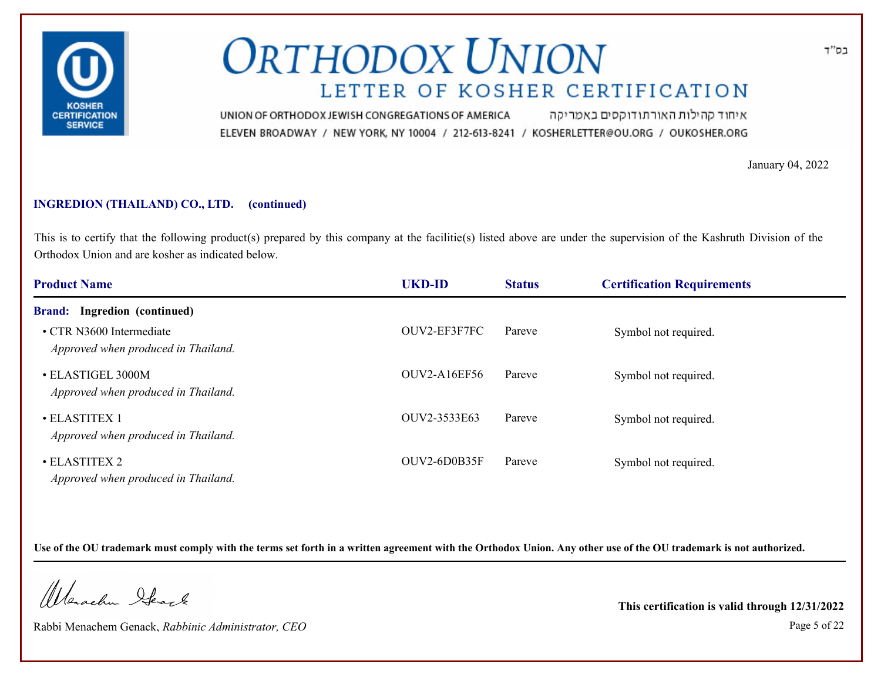# ORTHODOX UNION

## LETTER OF KOSHER CERTIFICATION

UNION OF ORTHODOX JEWISH CONGREGATIONS OF AMERICA איחוד קהילות האורתודוקסים באמריקה

ELEVEN BROADWAY / NEW YORK, NY 10004 / 212-613-8241 / KOSHERLETTER@OU.ORG / OUKOSHER.ORG

בס"ד

January 04, 2022

**INGREDION (THAILAND) CO., LTD. (continued)**

This is to certify that the following product(s) prepared by this company at the facilitie(s) listed above are under the supervision of the Kashruth Division of the Orthodox Union and are kosher as indicated below.

| Product Name | UKD-ID | Status | Certification Requirements |
|---|---|---|---|
| **Brand: Ingredion (continued)** | | | |
| • CTR N3600 Intermediate<br>*Approved when produced in Thailand.* | OUV2-EF3F7FC | Pareve | Symbol not required. |
| • ELASTIGEL 3000M<br>*Approved when produced in Thailand.* | OUV2-A16EF56 | Pareve | Symbol not required. |
| • ELASTITEX 1<br>*Approved when produced in Thailand.* | OUV2-3533E63 | Pareve | Symbol not required. |
| • ELASTITEX 2<br>*Approved when produced in Thailand.* | OUV2-6D0B35F | Pareve | Symbol not required. |

**Use of the OU trademark must comply with the terms set forth in a written agreement with the Orthodox Union. Any other use of the OU trademark is not authorized.**

Rabbi Menachem Genack, *Rabbinic Administrator, CEO*

**This certification is valid through 12/31/2022**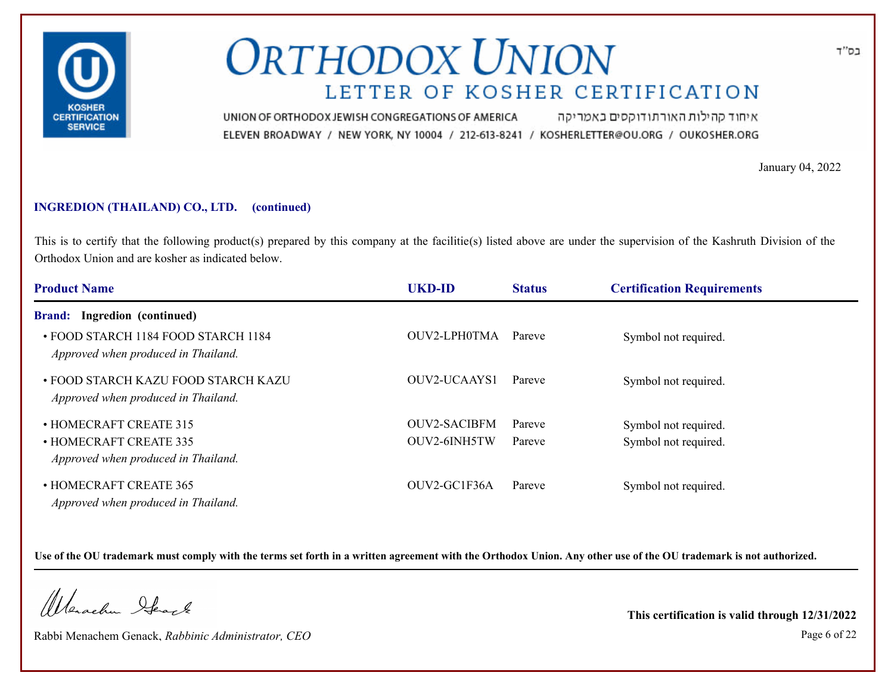# ORTHODOX UNION

## LETTER OF KOSHER CERTIFICATION

בס"ד

UNION OF ORTHODOX JEWISH CONGREGATIONS OF AMERICA איחוד קהילות האורתודוקסים באמריקה

ELEVEN BROADWAY / NEW YORK, NY 10004 / 212-613-8241 / KOSHERLETTER@OU.ORG / OUKOSHER.ORG

January 04, 2022

**INGREDION (THAILAND) CO., LTD. (continued)**

This is to certify that the following product(s) prepared by this company at the facilitie(s) listed above are under the supervision of the Kashruth Division of the Orthodox Union and are kosher as indicated below.

| Product Name | UKD-ID | Status | Certification Requirements |
| --- | --- | --- | --- |
| **Brand: Ingredion (continued)** | | | |
| • FOOD STARCH 1184 FOOD STARCH 1184 *Approved when produced in Thailand.* | OUV2-LPH0TMA | Pareve | Symbol not required. |
| • FOOD STARCH KAZU FOOD STARCH KAZU *Approved when produced in Thailand.* | OUV2-UCAAYS1 | Pareve | Symbol not required. |
| • HOMECRAFT CREATE 315 | OUV2-SACIBFM | Pareve | Symbol not required. |
| • HOMECRAFT CREATE 335 *Approved when produced in Thailand.* | OUV2-6INH5TW | Pareve | Symbol not required. |
| • HOMECRAFT CREATE 365 *Approved when produced in Thailand.* | OUV2-GC1F36A | Pareve | Symbol not required. |

**Use of the OU trademark must comply with the terms set forth in a written agreement with the Orthodox Union. Any other use of the OU trademark is not authorized.**

Rabbi Menachem Genack, *Rabbinic Administrator, CEO*

**This certification is valid through 12/31/2022**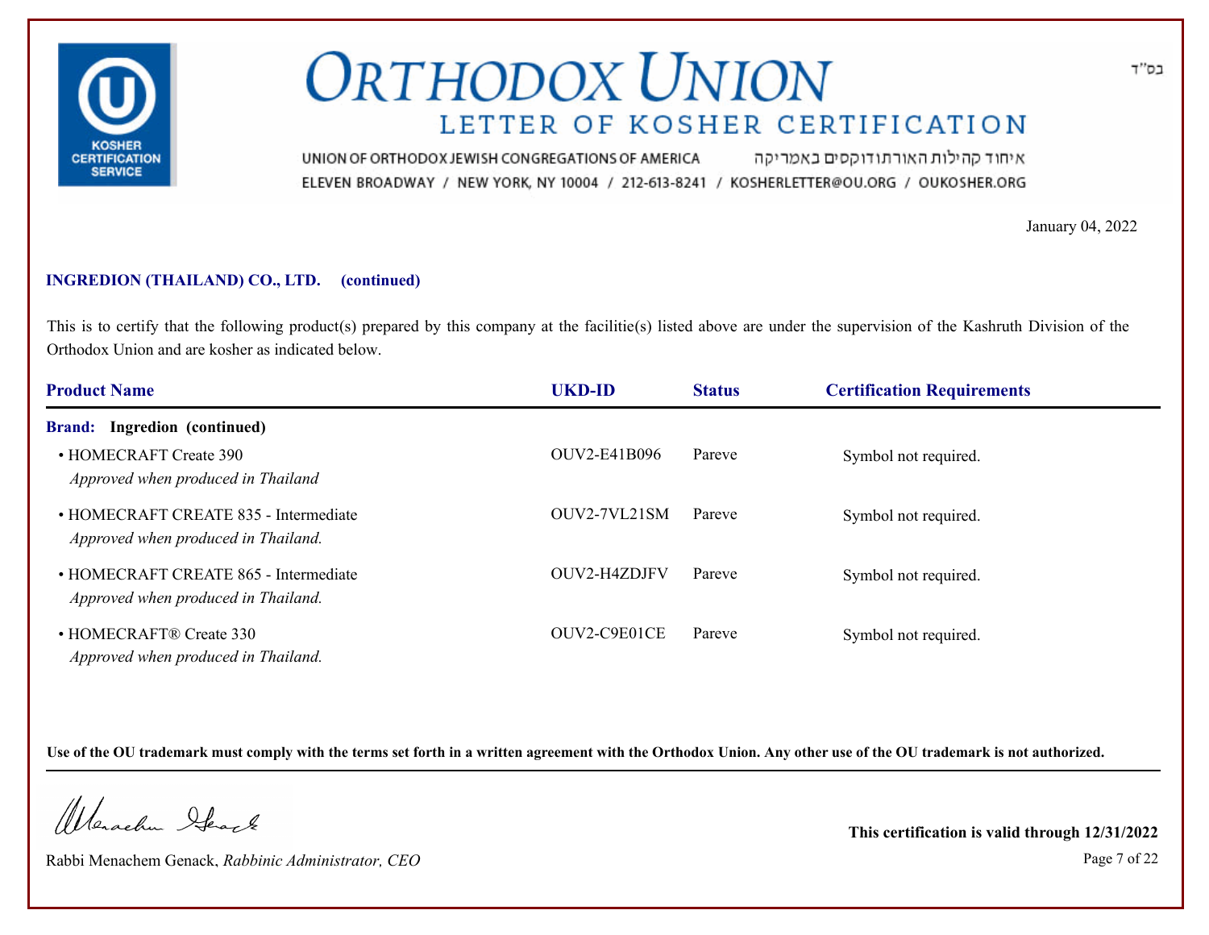בס"ד

# ORTHODOX UNION

## LETTER OF KOSHER CERTIFICATION

UNION OF ORTHODOX JEWISH CONGREGATIONS OF AMERICA איחוד קהילות האורתודוקסים באמריקה
ELEVEN BROADWAY / NEW YORK, NY 10004 / 212-613-8241 / KOSHERLETTER@OU.ORG / OUKOSHER.ORG

January 04, 2022

**INGREDION (THAILAND) CO., LTD. (continued)**

This is to certify that the following product(s) prepared by this company at the facilitie(s) listed above are under the supervision of the Kashruth Division of the Orthodox Union and are kosher as indicated below.

| Product Name | UKD-ID | Status | Certification Requirements |
|---|---|---|---|
| **Brand: Ingredion (continued)** | | | |
| • HOMECRAFT Create 390<br>*Approved when produced in Thailand* | OUV2-E41B096 | Pareve | Symbol not required. |
| • HOMECRAFT CREATE 835 - Intermediate<br>*Approved when produced in Thailand.* | OUV2-7VL21SM | Pareve | Symbol not required. |
| • HOMECRAFT CREATE 865 - Intermediate<br>*Approved when produced in Thailand.* | OUV2-H4ZDJFV | Pareve | Symbol not required. |
| • HOMECRAFT® Create 330<br>*Approved when produced in Thailand.* | OUV2-C9E01CE | Pareve | Symbol not required. |

**Use of the OU trademark must comply with the terms set forth in a written agreement with the Orthodox Union. Any other use of the OU trademark is not authorized.**

Rabbi Menachem Genack, *Rabbinic Administrator, CEO*

**This certification is valid through 12/31/2022**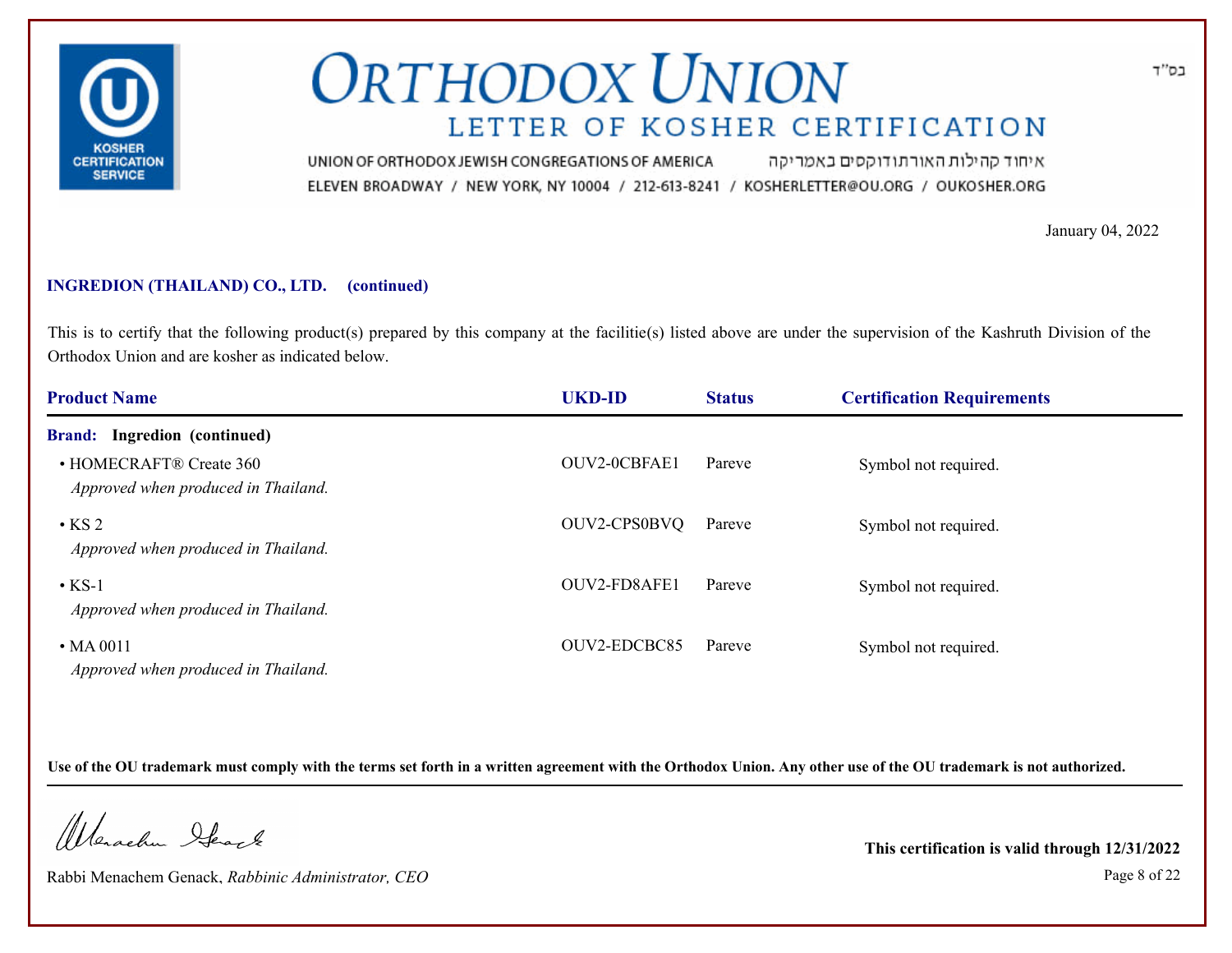# ORTHODOX UNION

## LETTER OF KOSHER CERTIFICATION

UNION OF ORTHODOX JEWISH CONGREGATIONS OF AMERICA איחוד קהילות האורתודוקסים באמריקה

ELEVEN BROADWAY / NEW YORK, NY 10004 / 212-613-8241 / KOSHERLETTER@OU.ORG / OUKOSHER.ORG

בס"ד

January 04, 2022

**INGREDION (THAILAND) CO., LTD. (continued)**

This is to certify that the following product(s) prepared by this company at the facilitie(s) listed above are under the supervision of the Kashruth Division of the Orthodox Union and are kosher as indicated below.

| Product Name | UKD-ID | Status | Certification Requirements |
|---|---|---|---|
| **Brand: Ingredion (continued)** | | | |
| • HOMECRAFT® Create 360<br>*Approved when produced in Thailand.* | OUV2-0CBFAE1 | Pareve | Symbol not required. |
| • KS 2<br>*Approved when produced in Thailand.* | OUV2-CPS0BVQ | Pareve | Symbol not required. |
| • KS-1<br>*Approved when produced in Thailand.* | OUV2-FD8AFE1 | Pareve | Symbol not required. |
| • MA 0011<br>*Approved when produced in Thailand.* | OUV2-EDCBC85 | Pareve | Symbol not required. |

**Use of the OU trademark must comply with the terms set forth in a written agreement with the Orthodox Union. Any other use of the OU trademark is not authorized.**

Rabbi Menachem Genack, *Rabbinic Administrator, CEO*

**This certification is valid through 12/31/2022**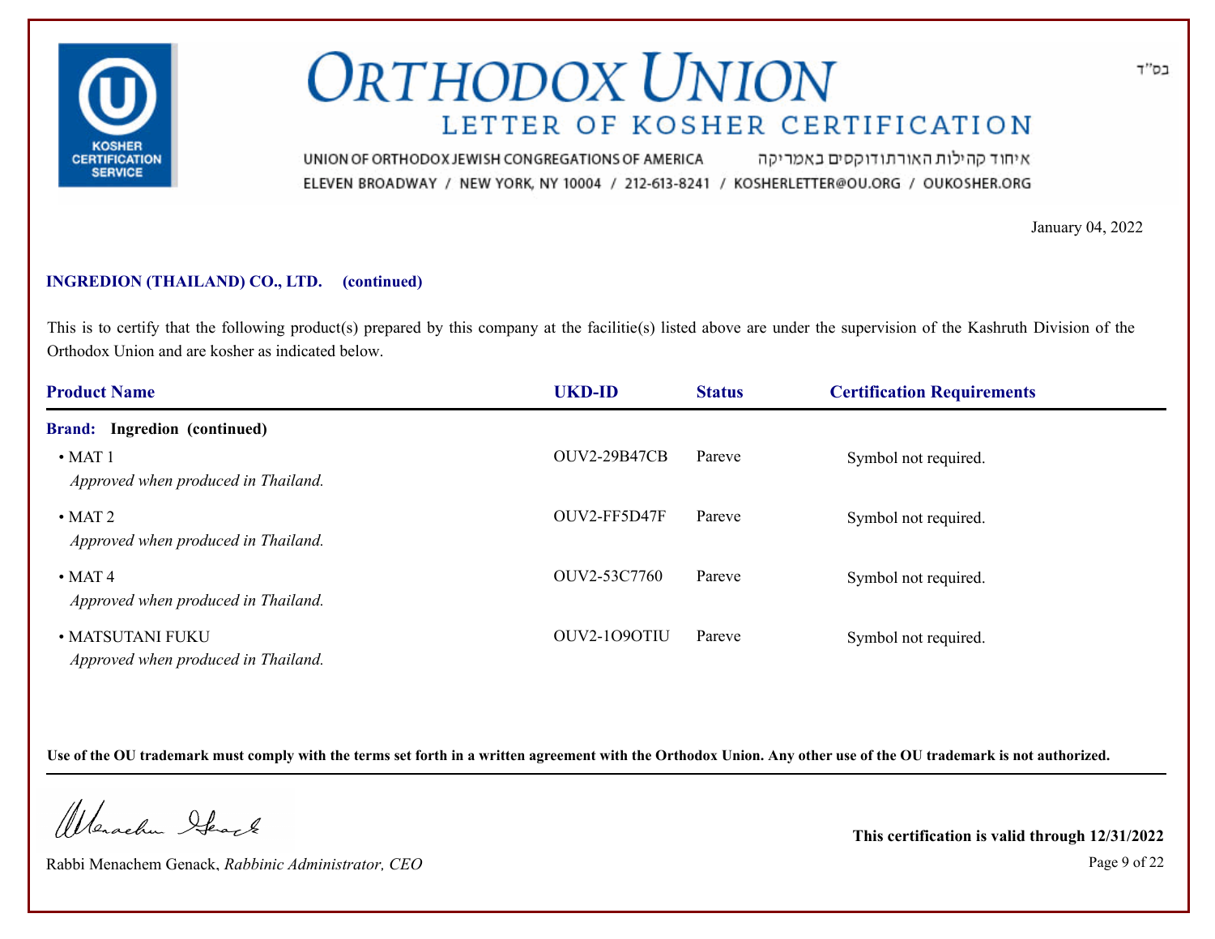# ORTHODOX UNION

## LETTER OF KOSHER CERTIFICATION

UNION OF ORTHODOX JEWISH CONGREGATIONS OF AMERICA איחוד קהילות האורתודוקסים באמריקה

ELEVEN BROADWAY / NEW YORK, NY 10004 / 212-613-8241 / KOSHERLETTER@OU.ORG / OUKOSHER.ORG

בס"ד

January 04, 2022

**INGREDION (THAILAND) CO., LTD. (continued)**

This is to certify that the following product(s) prepared by this company at the facilitie(s) listed above are under the supervision of the Kashruth Division of the Orthodox Union and are kosher as indicated below.

| Product Name | UKD-ID | Status | Certification Requirements |
|---|---|---|---|
| **Brand: Ingredion (continued)** | | | |
| • MAT 1<br>*Approved when produced in Thailand.* | OUV2-29B47CB | Pareve | Symbol not required. |
| • MAT 2<br>*Approved when produced in Thailand.* | OUV2-FF5D47F | Pareve | Symbol not required. |
| • MAT 4<br>*Approved when produced in Thailand.* | OUV2-53C7760 | Pareve | Symbol not required. |
| • MATSUTANI FUKU<br>*Approved when produced in Thailand.* | OUV2-1O9OTIU | Pareve | Symbol not required. |

**Use of the OU trademark must comply with the terms set forth in a written agreement with the Orthodox Union. Any other use of the OU trademark is not authorized.**

Rabbi Menachem Genack, *Rabbinic Administrator, CEO*

**This certification is valid through 12/31/2022**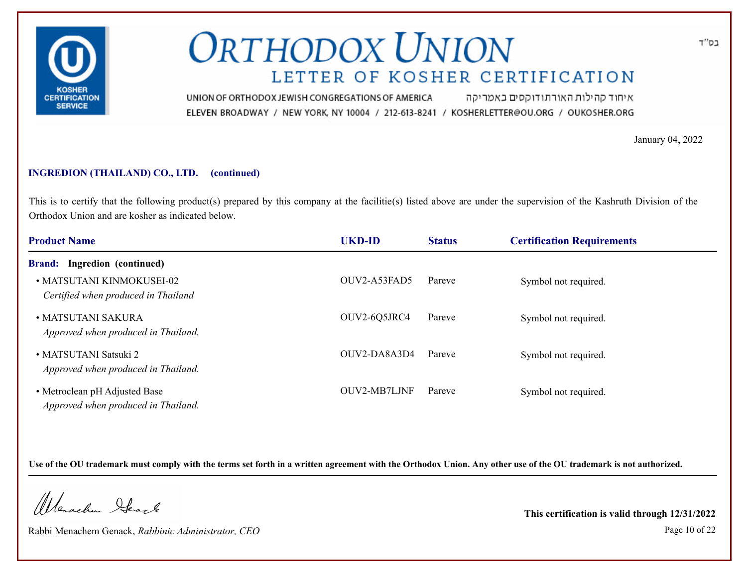# ORTHODOX UNION

## LETTER OF KOSHER CERTIFICATION

UNION OF ORTHODOX JEWISH CONGREGATIONS OF AMERICA איחוד קהילות האורתודוקסים באמריקה

ELEVEN BROADWAY / NEW YORK, NY 10004 / 212-613-8241 / KOSHERLETTER@OU.ORG / OUKOSHER.ORG

בס"ד

January 04, 2022

**INGREDION (THAILAND) CO., LTD. (continued)**

This is to certify that the following product(s) prepared by this company at the facilitie(s) listed above are under the supervision of the Kashruth Division of the Orthodox Union and are kosher as indicated below.

| Product Name | UKD-ID | Status | Certification Requirements |
|---|---|---|---|
| **Brand: Ingredion (continued)** | | | |
| • MATSUTANI KINMOKUSEI-02 *Certified when produced in Thailand* | OUV2-A53FAD5 | Pareve | Symbol not required. |
| • MATSUTANI SAKURA *Approved when produced in Thailand.* | OUV2-6Q5JRC4 | Pareve | Symbol not required. |
| • MATSUTANI Satsuki 2 *Approved when produced in Thailand.* | OUV2-DA8A3D4 | Pareve | Symbol not required. |
| • Metroclean pH Adjusted Base *Approved when produced in Thailand.* | OUV2-MB7LJNF | Pareve | Symbol not required. |

**Use of the OU trademark must comply with the terms set forth in a written agreement with the Orthodox Union. Any other use of the OU trademark is not authorized.**

Rabbi Menachem Genack, *Rabbinic Administrator, CEO*

**This certification is valid through 12/31/2022**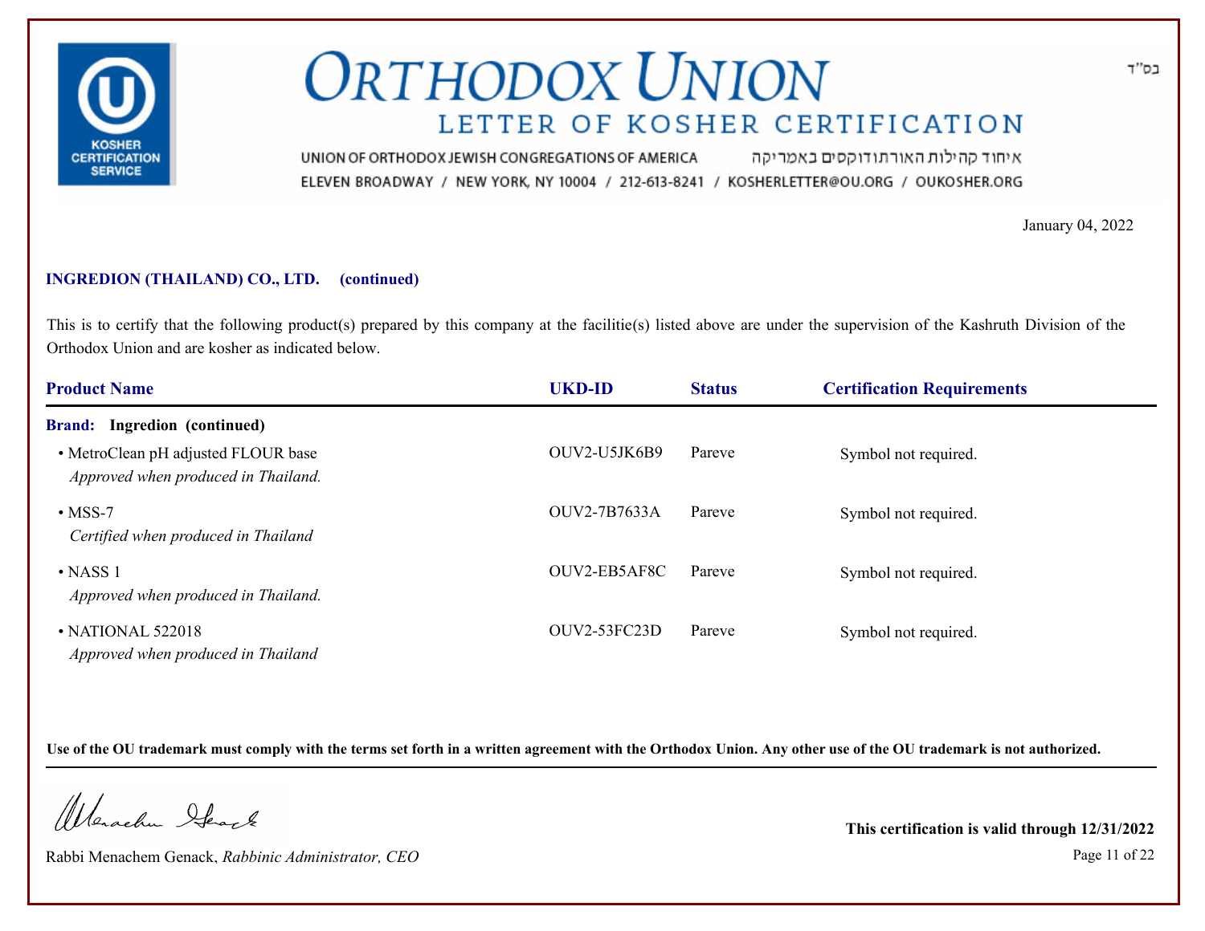# ORTHODOX UNION

## LETTER OF KOSHER CERTIFICATION

UNION OF ORTHODOX JEWISH CONGREGATIONS OF AMERICA איחוד קהילות האורתודוקסים באמריקה

ELEVEN BROADWAY / NEW YORK, NY 10004 / 212-613-8241 / KOSHERLETTER@OU.ORG / OUKOSHER.ORG

בס"ד

January 04, 2022

**INGREDION (THAILAND) CO., LTD. (continued)**

This is to certify that the following product(s) prepared by this company at the facilitie(s) listed above are under the supervision of the Kashruth Division of the Orthodox Union and are kosher as indicated below.

| Product Name | UKD-ID | Status | Certification Requirements |
|---|---|---|---|
| **Brand: Ingredion (continued)** | | | |
| • MetroClean pH adjusted FLOUR base *Approved when produced in Thailand.* | OUV2-U5JK6B9 | Pareve | Symbol not required. |
| • MSS-7 *Certified when produced in Thailand* | OUV2-7B7633A | Pareve | Symbol not required. |
| • NASS 1 *Approved when produced in Thailand.* | OUV2-EB5AF8C | Pareve | Symbol not required. |
| • NATIONAL 522018 *Approved when produced in Thailand* | OUV2-53FC23D | Pareve | Symbol not required. |

**Use of the OU trademark must comply with the terms set forth in a written agreement with the Orthodox Union. Any other use of the OU trademark is not authorized.**

Rabbi Menachem Genack, *Rabbinic Administrator, CEO*

**This certification is valid through 12/31/2022**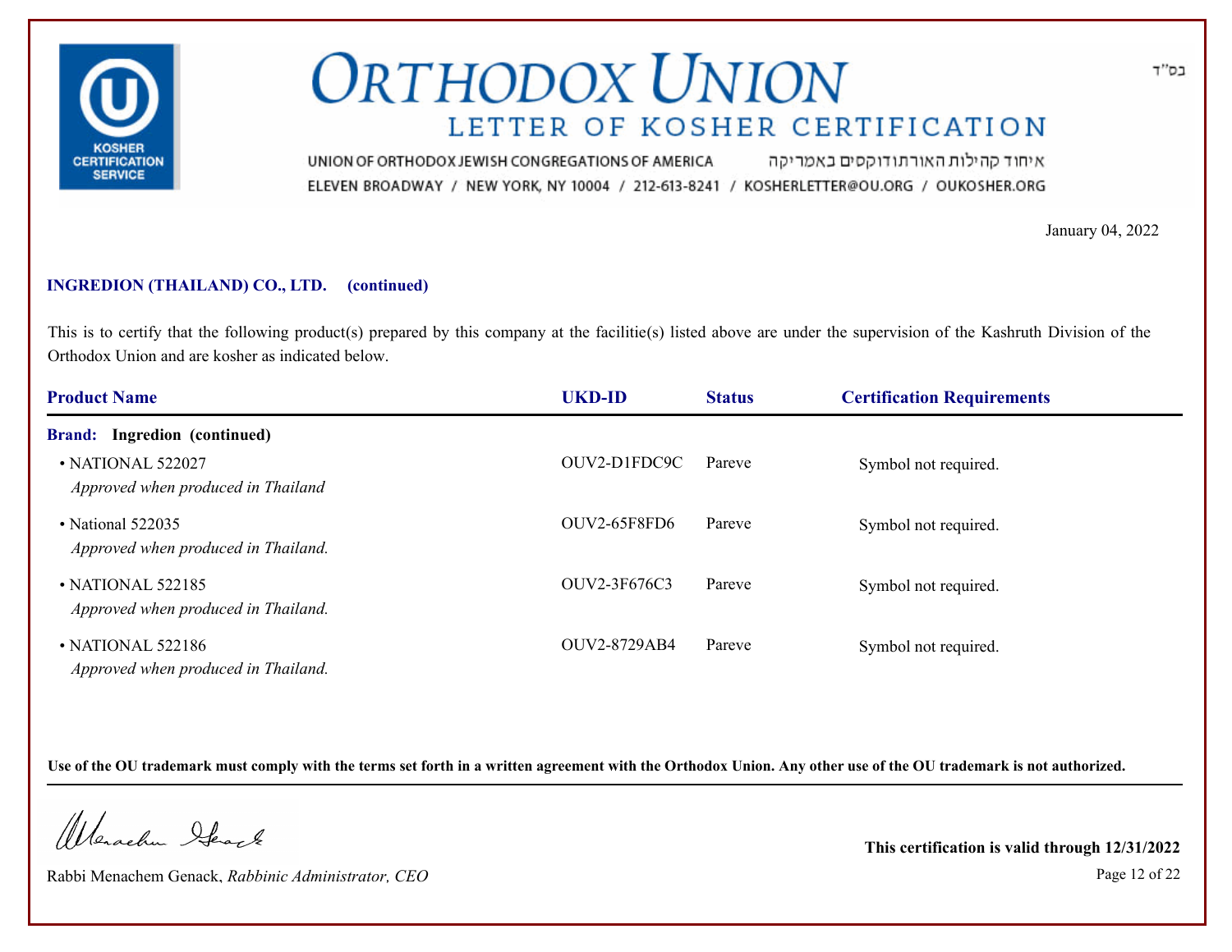# ORTHODOX UNION

## LETTER OF KOSHER CERTIFICATION

UNION OF ORTHODOX JEWISH CONGREGATIONS OF AMERICA איחוד קהילות האורתודוקסים באמריקה

ELEVEN BROADWAY / NEW YORK, NY 10004 / 212-613-8241 / KOSHERLETTER@OU.ORG / OUKOSHER.ORG

בס"ד

January 04, 2022

**INGREDION (THAILAND) CO., LTD. (continued)**

This is to certify that the following product(s) prepared by this company at the facilitie(s) listed above are under the supervision of the Kashruth Division of the Orthodox Union and are kosher as indicated below.

| Product Name | UKD-ID | Status | Certification Requirements |
|---|---|---|---|
| **Brand: Ingredion (continued)** | | | |
| • NATIONAL 522027<br>*Approved when produced in Thailand* | OUV2-D1FDC9C | Pareve | Symbol not required. |
| • National 522035<br>*Approved when produced in Thailand.* | OUV2-65F8FD6 | Pareve | Symbol not required. |
| • NATIONAL 522185<br>*Approved when produced in Thailand.* | OUV2-3F676C3 | Pareve | Symbol not required. |
| • NATIONAL 522186<br>*Approved when produced in Thailand.* | OUV2-8729AB4 | Pareve | Symbol not required. |

**Use of the OU trademark must comply with the terms set forth in a written agreement with the Orthodox Union. Any other use of the OU trademark is not authorized.**

Rabbi Menachem Genack, *Rabbinic Administrator, CEO*

**This certification is valid through 12/31/2022**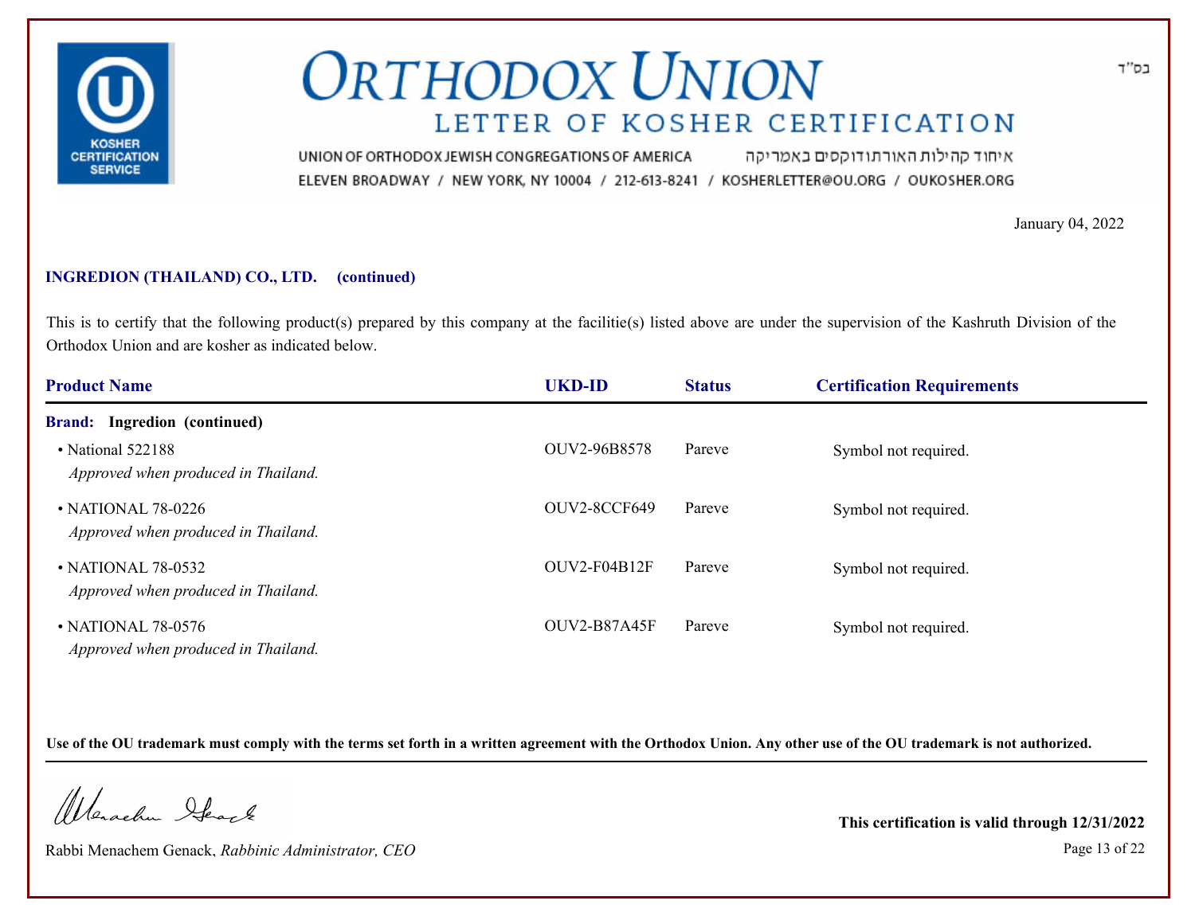# ORTHODOX UNION

## LETTER OF KOSHER CERTIFICATION

UNION OF ORTHODOX JEWISH CONGREGATIONS OF AMERICA איחוד קהילות האורתודוקסים באמריקה

ELEVEN BROADWAY / NEW YORK, NY 10004 / 212-613-8241 / KOSHERLETTER@OU.ORG / OUKOSHER.ORG

בס"ד

January 04, 2022

**INGREDION (THAILAND) CO., LTD. (continued)**

This is to certify that the following product(s) prepared by this company at the facilitie(s) listed above are under the supervision of the Kashruth Division of the Orthodox Union and are kosher as indicated below.

| Product Name | UKD-ID | Status | Certification Requirements |
|---|---|---|---|
| **Brand: Ingredion (continued)** | | | |
| • National 522188 *Approved when produced in Thailand.* | OUV2-96B8578 | Pareve | Symbol not required. |
| • NATIONAL 78-0226 *Approved when produced in Thailand.* | OUV2-8CCF649 | Pareve | Symbol not required. |
| • NATIONAL 78-0532 *Approved when produced in Thailand.* | OUV2-F04B12F | Pareve | Symbol not required. |
| • NATIONAL 78-0576 *Approved when produced in Thailand.* | OUV2-B87A45F | Pareve | Symbol not required. |

**Use of the OU trademark must comply with the terms set forth in a written agreement with the Orthodox Union. Any other use of the OU trademark is not authorized.**

Rabbi Menachem Genack, *Rabbinic Administrator, CEO*

**This certification is valid through 12/31/2022**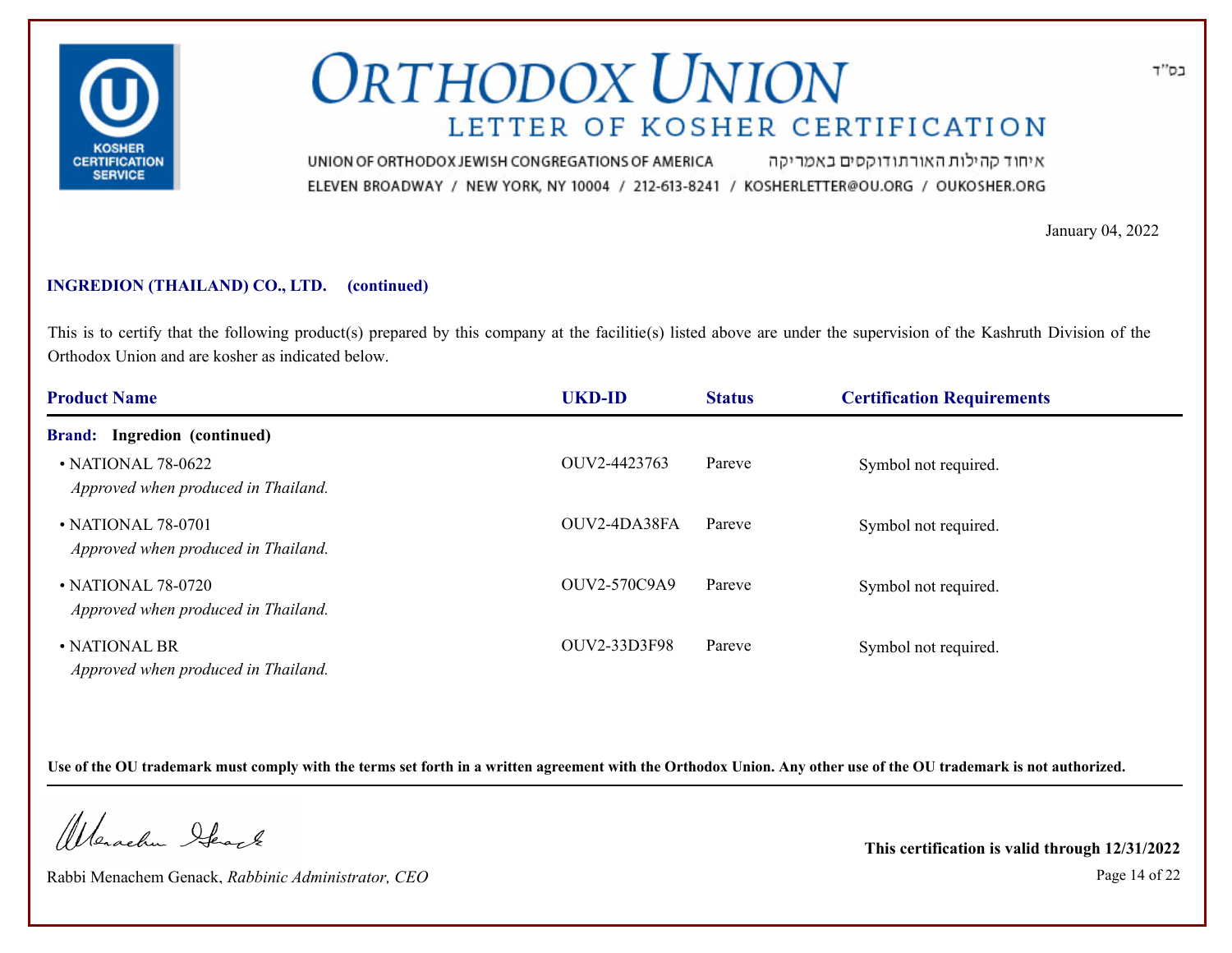# ORTHODOX UNION

## LETTER OF KOSHER CERTIFICATION

UNION OF ORTHODOX JEWISH CONGREGATIONS OF AMERICA איחוד קהילות האורתודוקסים באמריקה
ELEVEN BROADWAY / NEW YORK, NY 10004 / 212-613-8241 / KOSHERLETTER@OU.ORG / OUKOSHER.ORG

בס"ד

January 04, 2022

**INGREDION (THAILAND) CO., LTD. (continued)**

This is to certify that the following product(s) prepared by this company at the facilitie(s) listed above are under the supervision of the Kashruth Division of the Orthodox Union and are kosher as indicated below.

| Product Name | UKD-ID | Status | Certification Requirements |
|---|---|---|---|
| **Brand: Ingredion (continued)** | | | |
| • NATIONAL 78-0622<br>*Approved when produced in Thailand.* | OUV2-4423763 | Pareve | Symbol not required. |
| • NATIONAL 78-0701<br>*Approved when produced in Thailand.* | OUV2-4DA38FA | Pareve | Symbol not required. |
| • NATIONAL 78-0720<br>*Approved when produced in Thailand.* | OUV2-570C9A9 | Pareve | Symbol not required. |
| • NATIONAL BR<br>*Approved when produced in Thailand.* | OUV2-33D3F98 | Pareve | Symbol not required. |

**Use of the OU trademark must comply with the terms set forth in a written agreement with the Orthodox Union. Any other use of the OU trademark is not authorized.**

Rabbi Menachem Genack, *Rabbinic Administrator, CEO*

**This certification is valid through 12/31/2022**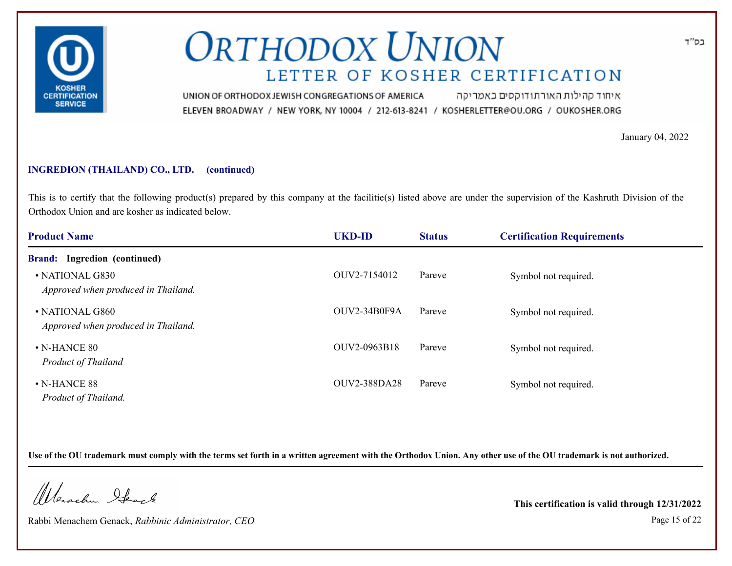# ORTHODOX UNION

## LETTER OF KOSHER CERTIFICATION

UNION OF ORTHODOX JEWISH CONGREGATIONS OF AMERICA איחוד קהילות האורתודוקסים באמריקה

ELEVEN BROADWAY / NEW YORK, NY 10004 / 212-613-8241 / KOSHERLETTER@OU.ORG / OUKOSHER.ORG

בס"ד

January 04, 2022

**INGREDION (THAILAND) CO., LTD. (continued)**

This is to certify that the following product(s) prepared by this company at the facilitie(s) listed above are under the supervision of the Kashruth Division of the Orthodox Union and are kosher as indicated below.

| Product Name | UKD-ID | Status | Certification Requirements |
|---|---|---|---|
| **Brand: Ingredion (continued)** | | | |
| • NATIONAL G830<br>*Approved when produced in Thailand.* | OUV2-7154012 | Pareve | Symbol not required. |
| • NATIONAL G860<br>*Approved when produced in Thailand.* | OUV2-34B0F9A | Pareve | Symbol not required. |
| • N-HANCE 80<br>*Product of Thailand* | OUV2-0963B18 | Pareve | Symbol not required. |
| • N-HANCE 88<br>*Product of Thailand.* | OUV2-388DA28 | Pareve | Symbol not required. |

**Use of the OU trademark must comply with the terms set forth in a written agreement with the Orthodox Union. Any other use of the OU trademark is not authorized.**

Rabbi Menachem Genack, *Rabbinic Administrator, CEO*

**This certification is valid through 12/31/2022**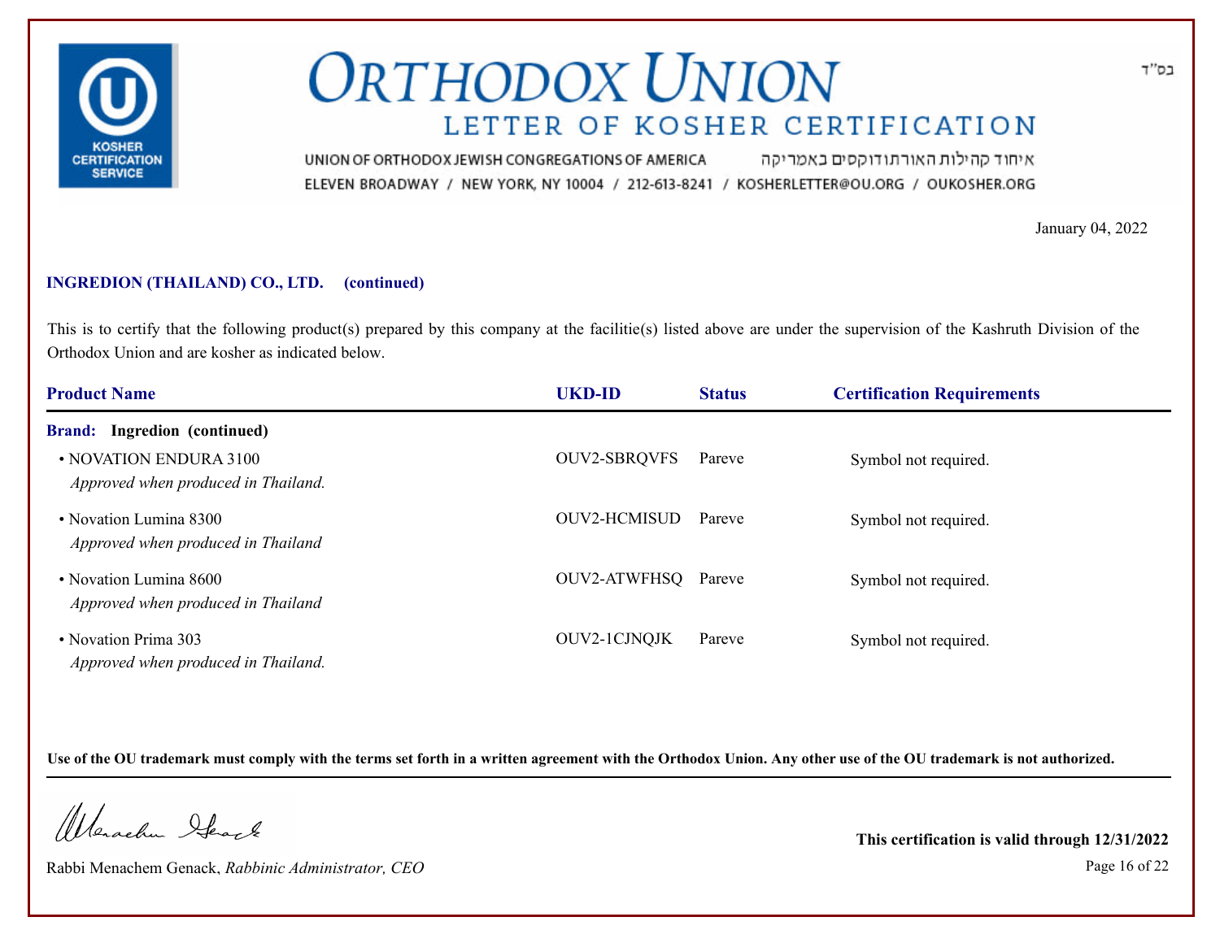בס"ד

# ORTHODOX UNION

## LETTER OF KOSHER CERTIFICATION

UNION OF ORTHODOX JEWISH CONGREGATIONS OF AMERICA איחוד קהילות האורתודוקסים באמריקה
ELEVEN BROADWAY / NEW YORK, NY 10004 / 212-613-8241 / KOSHERLETTER@OU.ORG / OUKOSHER.ORG

January 04, 2022

**INGREDION (THAILAND) CO., LTD. (continued)**

This is to certify that the following product(s) prepared by this company at the facilitie(s) listed above are under the supervision of the Kashruth Division of the Orthodox Union and are kosher as indicated below.

| Product Name | UKD-ID | Status | Certification Requirements |
|---|---|---|---|
| **Brand: Ingredion (continued)** | | | |
| • NOVATION ENDURA 3100 *Approved when produced in Thailand.* | OUV2-SBRQVFS | Pareve | Symbol not required. |
| • Novation Lumina 8300 *Approved when produced in Thailand* | OUV2-HCMISUD | Pareve | Symbol not required. |
| • Novation Lumina 8600 *Approved when produced in Thailand* | OUV2-ATWFHSQ | Pareve | Symbol not required. |
| • Novation Prima 303 *Approved when produced in Thailand.* | OUV2-1CJNQJK | Pareve | Symbol not required. |

**Use of the OU trademark must comply with the terms set forth in a written agreement with the Orthodox Union. Any other use of the OU trademark is not authorized.**

Rabbi Menachem Genack, *Rabbinic Administrator, CEO*

**This certification is valid through 12/31/2022**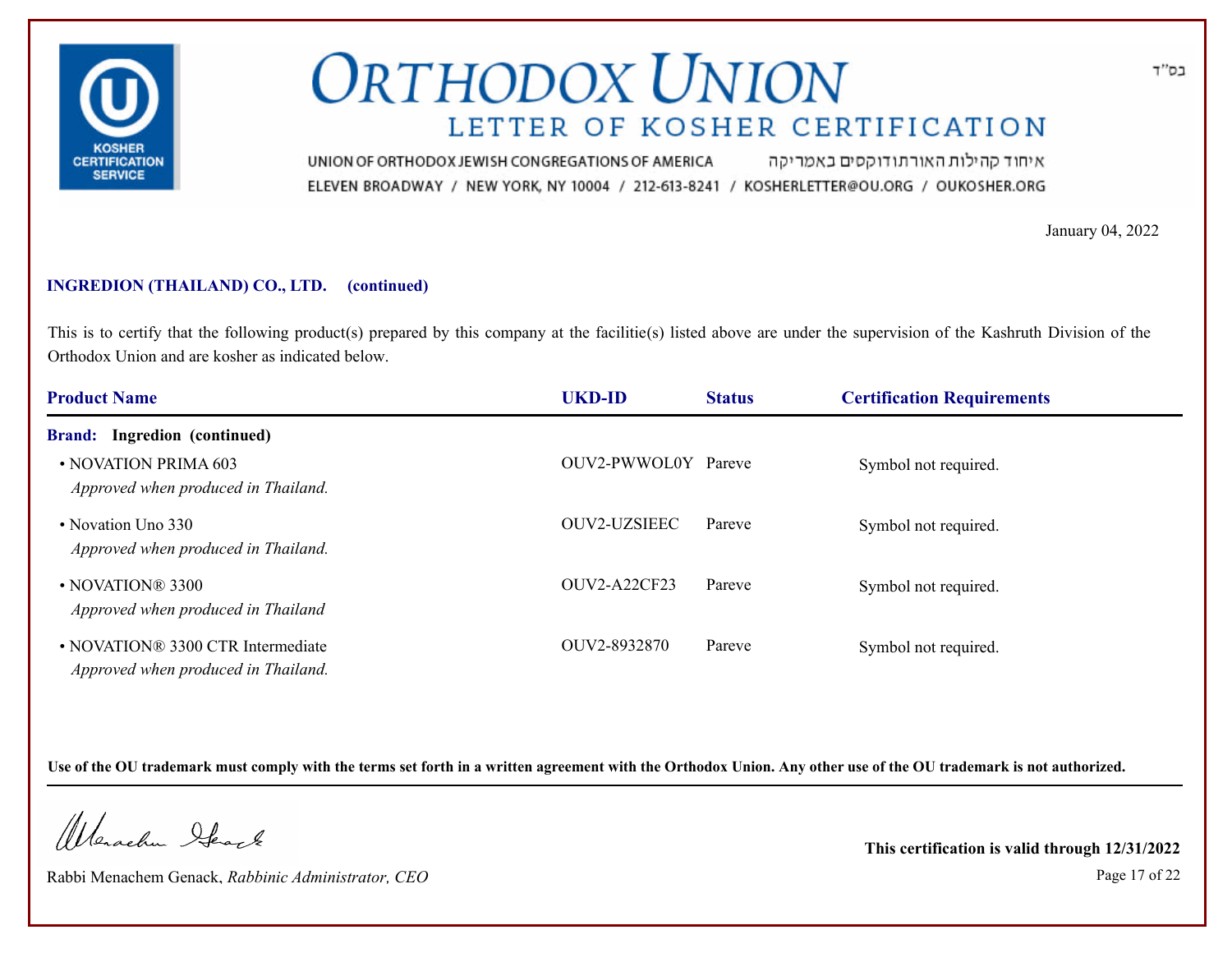בס"ד

# ORTHODOX UNION

## LETTER OF KOSHER CERTIFICATION

UNION OF ORTHODOX JEWISH CONGREGATIONS OF AMERICA איחוד קהילות האורתודוקסים באמריקה

ELEVEN BROADWAY / NEW YORK, NY 10004 / 212-613-8241 / KOSHERLETTER@OU.ORG / OUKOSHER.ORG

January 04, 2022

**INGREDION (THAILAND) CO., LTD. (continued)**

This is to certify that the following product(s) prepared by this company at the facilitie(s) listed above are under the supervision of the Kashruth Division of the Orthodox Union and are kosher as indicated below.

| Product Name | UKD-ID | Status | Certification Requirements |
|---|---|---|---|
| **Brand: Ingredion (continued)** | | | |
| • NOVATION PRIMA 603<br>*Approved when produced in Thailand.* | OUV2-PWWOL0Y | Pareve | Symbol not required. |
| • Novation Uno 330<br>*Approved when produced in Thailand.* | OUV2-UZSIEEC | Pareve | Symbol not required. |
| • NOVATION® 3300<br>*Approved when produced in Thailand* | OUV2-A22CF23 | Pareve | Symbol not required. |
| • NOVATION® 3300 CTR Intermediate<br>*Approved when produced in Thailand.* | OUV2-8932870 | Pareve | Symbol not required. |

**Use of the OU trademark must comply with the terms set forth in a written agreement with the Orthodox Union. Any other use of the OU trademark is not authorized.**

Rabbi Menachem Genack, *Rabbinic Administrator, CEO*

**This certification is valid through 12/31/2022**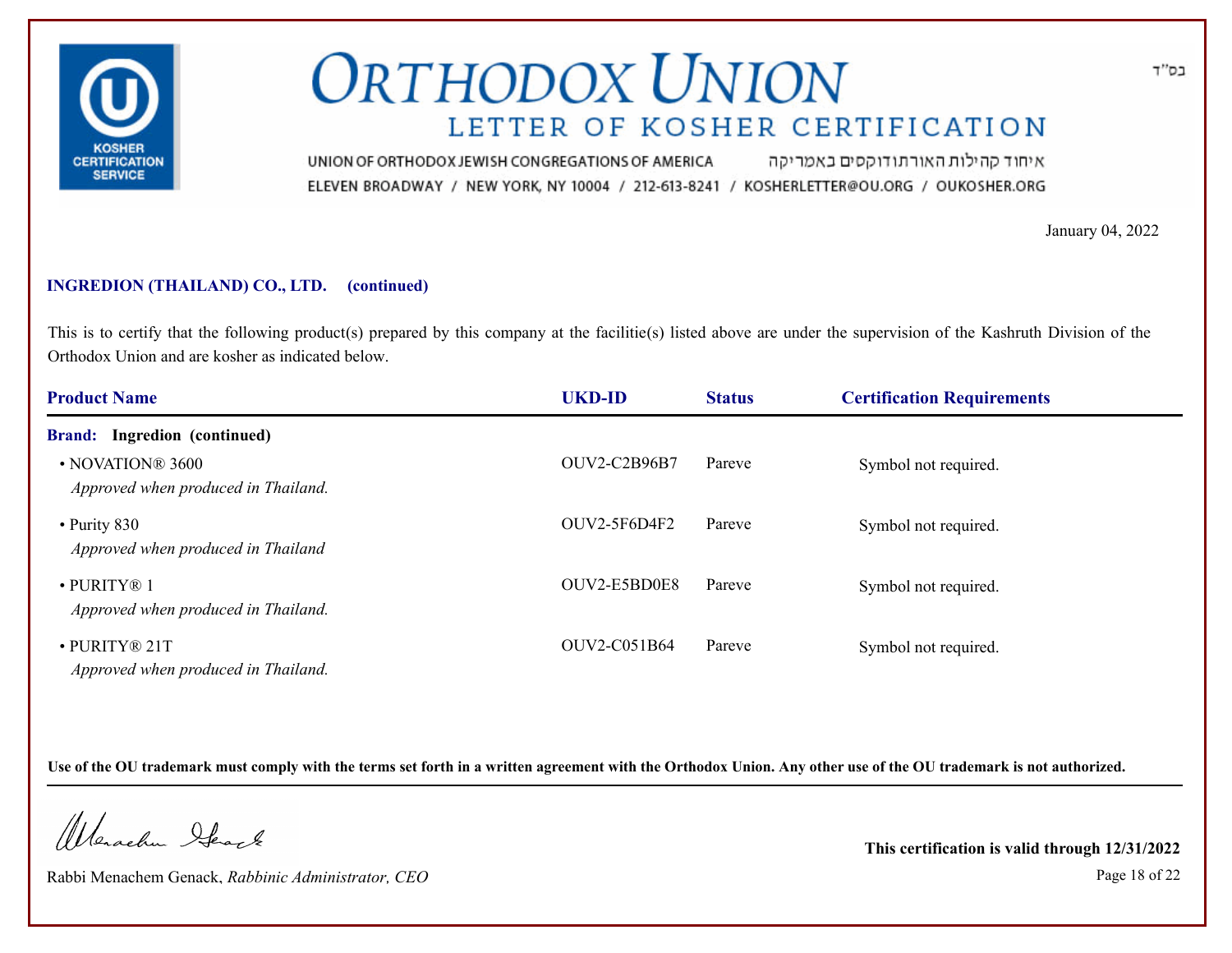# ORTHODOX UNION

## LETTER OF KOSHER CERTIFICATION

UNION OF ORTHODOX JEWISH CONGREGATIONS OF AMERICA איחוד קהילות האורתודוקסים באמריקה

ELEVEN BROADWAY / NEW YORK, NY 10004 / 212-613-8241 / KOSHERLETTER@OU.ORG / OUKOSHER.ORG

בס"ד

January 04, 2022

**INGREDION (THAILAND) CO., LTD. (continued)**

This is to certify that the following product(s) prepared by this company at the facilitie(s) listed above are under the supervision of the Kashruth Division of the Orthodox Union and are kosher as indicated below.

| Product Name | UKD-ID | Status | Certification Requirements |
|---|---|---|---|
| **Brand: Ingredion (continued)** | | | |
| • NOVATION® 3600 *Approved when produced in Thailand.* | OUV2-C2B96B7 | Pareve | Symbol not required. |
| • Purity 830 *Approved when produced in Thailand* | OUV2-5F6D4F2 | Pareve | Symbol not required. |
| • PURITY® 1 *Approved when produced in Thailand.* | OUV2-E5BD0E8 | Pareve | Symbol not required. |
| • PURITY® 21T *Approved when produced in Thailand.* | OUV2-C051B64 | Pareve | Symbol not required. |

**Use of the OU trademark must comply with the terms set forth in a written agreement with the Orthodox Union. Any other use of the OU trademark is not authorized.**

Rabbi Menachem Genack, *Rabbinic Administrator, CEO*

**This certification is valid through 12/31/2022**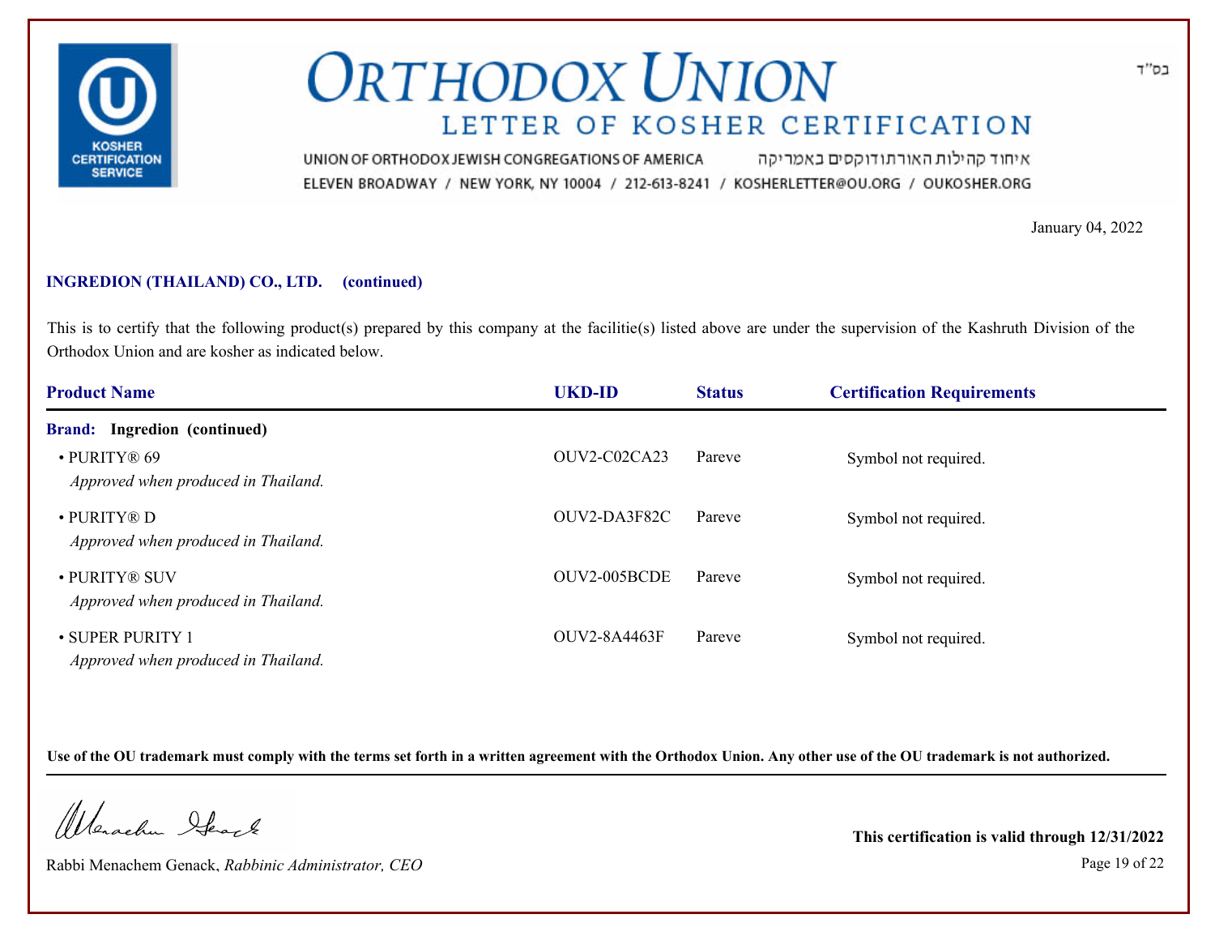# ORTHODOX UNION

## LETTER OF KOSHER CERTIFICATION

UNION OF ORTHODOX JEWISH CONGREGATIONS OF AMERICA איחוד קהילות האורתודוקסים באמריקה

ELEVEN BROADWAY / NEW YORK, NY 10004 / 212-613-8241 / KOSHERLETTER@OU.ORG / OUKOSHER.ORG

בס"ד

January 04, 2022

**INGREDION (THAILAND) CO., LTD. (continued)**

This is to certify that the following product(s) prepared by this company at the facilitie(s) listed above are under the supervision of the Kashruth Division of the Orthodox Union and are kosher as indicated below.

| Product Name | UKD-ID | Status | Certification Requirements |
|---|---|---|---|
| **Brand: Ingredion (continued)** | | | |
| • PURITY® 69<br>*Approved when produced in Thailand.* | OUV2-C02CA23 | Pareve | Symbol not required. |
| • PURITY® D<br>*Approved when produced in Thailand.* | OUV2-DA3F82C | Pareve | Symbol not required. |
| • PURITY® SUV<br>*Approved when produced in Thailand.* | OUV2-005BCDE | Pareve | Symbol not required. |
| • SUPER PURITY 1<br>*Approved when produced in Thailand.* | OUV2-8A4463F | Pareve | Symbol not required. |

**Use of the OU trademark must comply with the terms set forth in a written agreement with the Orthodox Union. Any other use of the OU trademark is not authorized.**

Rabbi Menachem Genack, *Rabbinic Administrator, CEO*

**This certification is valid through 12/31/2022**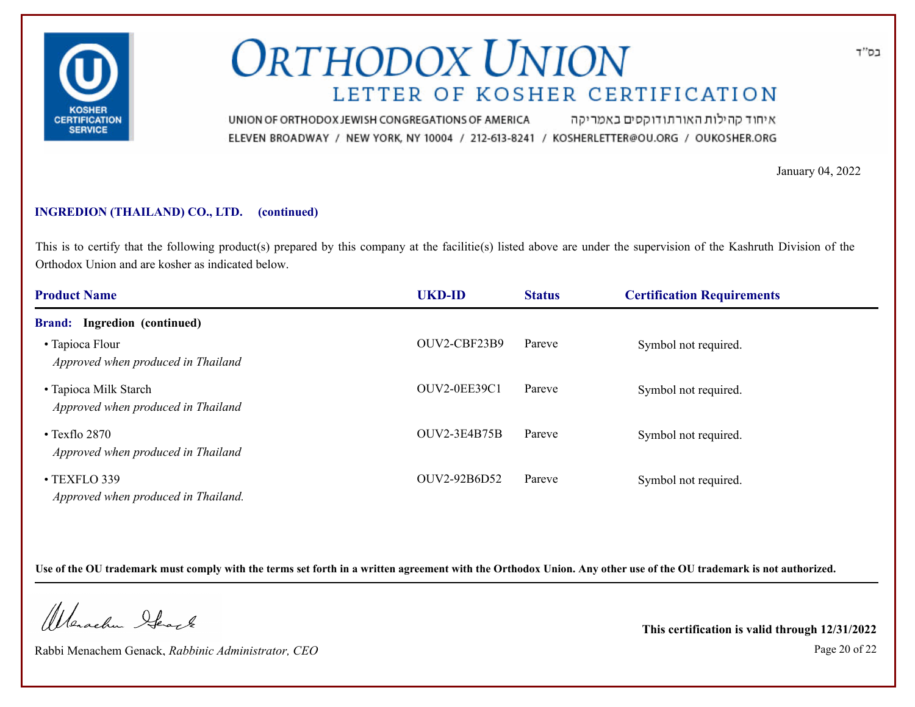# ORTHODOX UNION

## LETTER OF KOSHER CERTIFICATION

בס"ד

UNION OF ORTHODOX JEWISH CONGREGATIONS OF AMERICA איחוד קהילות האורתודוקסים באמריקה

ELEVEN BROADWAY / NEW YORK, NY 10004 / 212-613-8241 / KOSHERLETTER@OU.ORG / OUKOSHER.ORG

January 04, 2022

**INGREDION (THAILAND) CO., LTD. (continued)**

This is to certify that the following product(s) prepared by this company at the facilitie(s) listed above are under the supervision of the Kashruth Division of the Orthodox Union and are kosher as indicated below.

| Product Name | UKD-ID | Status | Certification Requirements |
|---|---|---|---|
| **Brand: Ingredion (continued)** | | | |
| • Tapioca Flour<br>*Approved when produced in Thailand* | OUV2-CBF23B9 | Pareve | Symbol not required. |
| • Tapioca Milk Starch<br>*Approved when produced in Thailand* | OUV2-0EE39C1 | Pareve | Symbol not required. |
| • Texflo 2870<br>*Approved when produced in Thailand* | OUV2-3E4B75B | Pareve | Symbol not required. |
| • TEXFLO 339<br>*Approved when produced in Thailand.* | OUV2-92B6D52 | Pareve | Symbol not required. |

**Use of the OU trademark must comply with the terms set forth in a written agreement with the Orthodox Union. Any other use of the OU trademark is not authorized.**

Rabbi Menachem Genack, *Rabbinic Administrator, CEO*

**This certification is valid through 12/31/2022**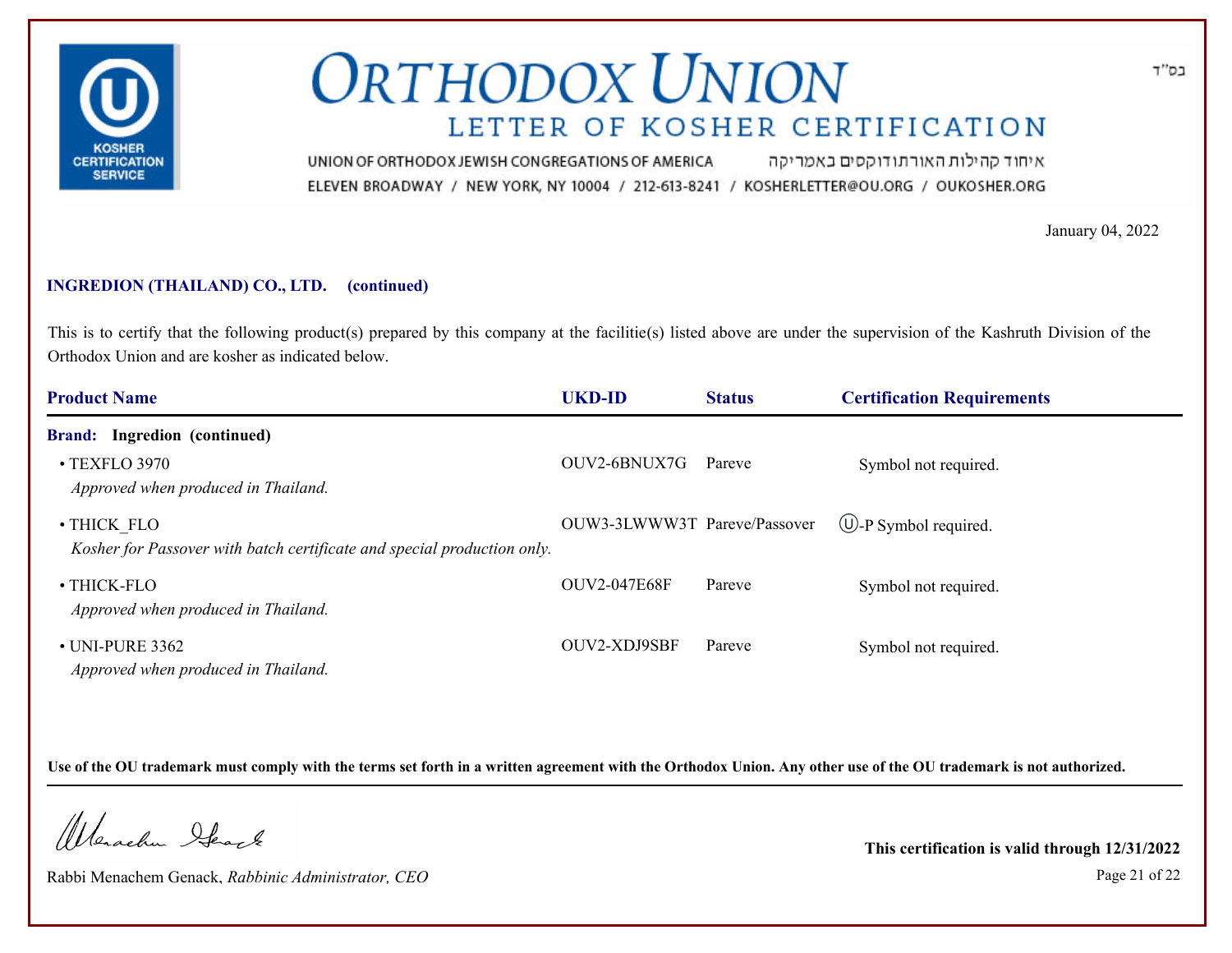# ORTHODOX UNION

## LETTER OF KOSHER CERTIFICATION

UNION OF ORTHODOX JEWISH CONGREGATIONS OF AMERICA איחוד קהילות האורתודוקסים באמריקה

ELEVEN BROADWAY / NEW YORK, NY 10004 / 212-613-8241 / KOSHERLETTER@OU.ORG / OUKOSHER.ORG

בס"ד

January 04, 2022

**INGREDION (THAILAND) CO., LTD. (continued)**

This is to certify that the following product(s) prepared by this company at the facilitie(s) listed above are under the supervision of the Kashruth Division of the Orthodox Union and are kosher as indicated below.

| Product Name | UKD-ID | Status | Certification Requirements |
|---|---|---|---|
| **Brand: Ingredion (continued)** | | | |
| • TEXFLO 3970 *Approved when produced in Thailand.* | OUV2-6BNUX7G | Pareve | Symbol not required. |
| • THICK_FLO *Kosher for Passover with batch certificate and special production only.* | OUW3-3LWWW3T | Pareve/Passover | Ⓤ-P Symbol required. |
| • THICK-FLO *Approved when produced in Thailand.* | OUV2-047E68F | Pareve | Symbol not required. |
| • UNI-PURE 3362 *Approved when produced in Thailand.* | OUV2-XDJ9SBF | Pareve | Symbol not required. |

**Use of the OU trademark must comply with the terms set forth in a written agreement with the Orthodox Union. Any other use of the OU trademark is not authorized.**

Rabbi Menachem Genack, *Rabbinic Administrator, CEO*

**This certification is valid through 12/31/2022**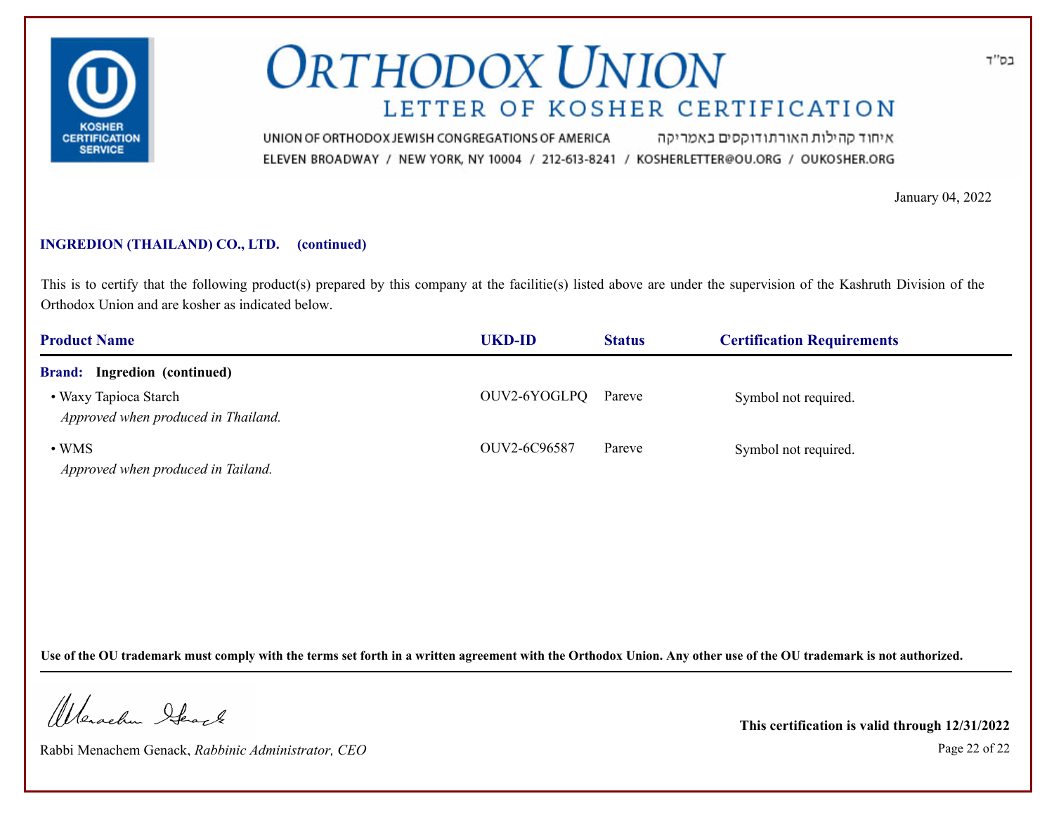# ORTHODOX UNION

## LETTER OF KOSHER CERTIFICATION

UNION OF ORTHODOX JEWISH CONGREGATIONS OF AMERICA איחוד קהילות האורתודוקסים באמריקה
ELEVEN BROADWAY / NEW YORK, NY 10004 / 212-613-8241 / KOSHERLETTER@OU.ORG / OUKOSHER.ORG

בס"ד

KOSHER CERTIFICATION SERVICE

January 04, 2022

**INGREDION (THAILAND) CO., LTD. (continued)**

This is to certify that the following product(s) prepared by this company at the facilitie(s) listed above are under the supervision of the Kashruth Division of the Orthodox Union and are kosher as indicated below.

| Product Name | UKD-ID | Status | Certification Requirements |
|---|---|---|---|
| **Brand: Ingredion (continued)** | | | |
| • Waxy Tapioca Starch<br>*Approved when produced in Thailand.* | OUV2-6YOGLPQ | Pareve | Symbol not required. |
| • WMS<br>*Approved when produced in Tailand.* | OUV2-6C96587 | Pareve | Symbol not required. |

**Use of the OU trademark must comply with the terms set forth in a written agreement with the Orthodox Union. Any other use of the OU trademark is not authorized.**

Rabbi Menachem Genack, *Rabbinic Administrator, CEO*

**This certification is valid through 12/31/2022**